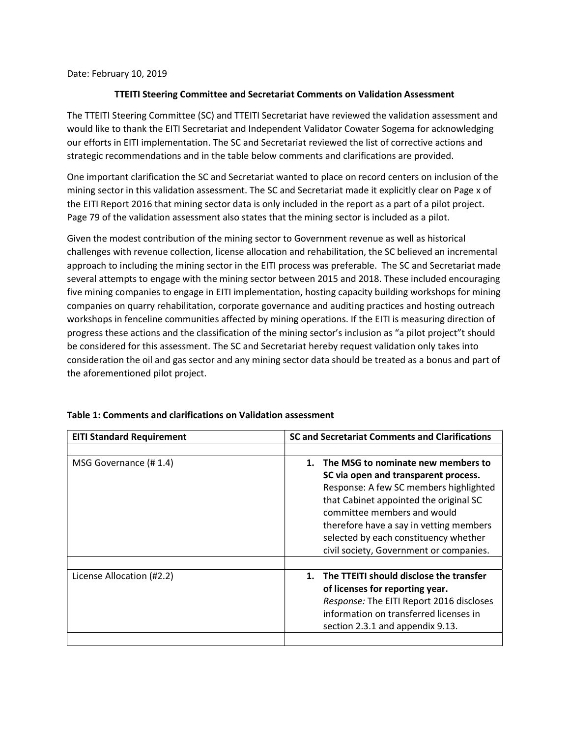Date: February 10, 2019

**TTEITI Steering Committee and Secretariat Comments on Validation Assessment**

The TTEITI Steering Committee (SC) and TTEITI Secretariat have reviewed the validation assessment and would like to thank the EITI Secretariat and Independent Validator Cowater Sogema for acknowledging our efforts in EITI implementation. The SC and Secretariat reviewed the list of corrective actions and strategic recommendations and in the table below comments and clarifications are provided.

One important clarification the SC and Secretariat wanted to place on record centers on inclusion of the mining sector in this validation assessment. The SC and Secretariat made it explicitly clear on Page x of the EITI Report 2016 that mining sector data is only included in the report as a part of a pilot project. Page 79 of the validation assessment also states that the mining sector is included as a pilot.

Given the modest contribution of the mining sector to Government revenue as well as historical challenges with revenue collection, license allocation and rehabilitation, the SC believed an incremental approach to including the mining sector in the EITI process was preferable. The SC and Secretariat made several attempts to engage with the mining sector between 2015 and 2018. These included encouraging five mining companies to engage in EITI implementation, hosting capacity building workshops for mining companies on quarry rehabilitation, corporate governance and auditing practices and hosting outreach workshops in fenceline communities affected by mining operations. If the EITI is measuring direction of progress these actions and the classification of the mining sector's inclusion as "a pilot project"t should be considered for this assessment. The SC and Secretariat hereby request validation only takes into consideration the oil and gas sector and any mining sector data should be treated as a bonus and part of the aforementioned pilot project.

**Table 1: Comments and clarifications on Validation assessment**

| **EITI Standard Requirement** | **SC and Secretariat Comments and Clarifications** |
|---|---|
| | |
| MSG Governance (# 1.4) | 1. **The MSG to nominate new members to SC via open and transparent process.** Response: A few SC members highlighted that Cabinet appointed the original SC committee members and would therefore have a say in vetting members selected by each constituency whether civil society, Government or companies. |
| | |
| License Allocation (#2.2) | 1. **The TTEITI should disclose the transfer of licenses for reporting year.** *Response:* The EITI Report 2016 discloses information on transferred licenses in section 2.3.1 and appendix 9.13. |
| | |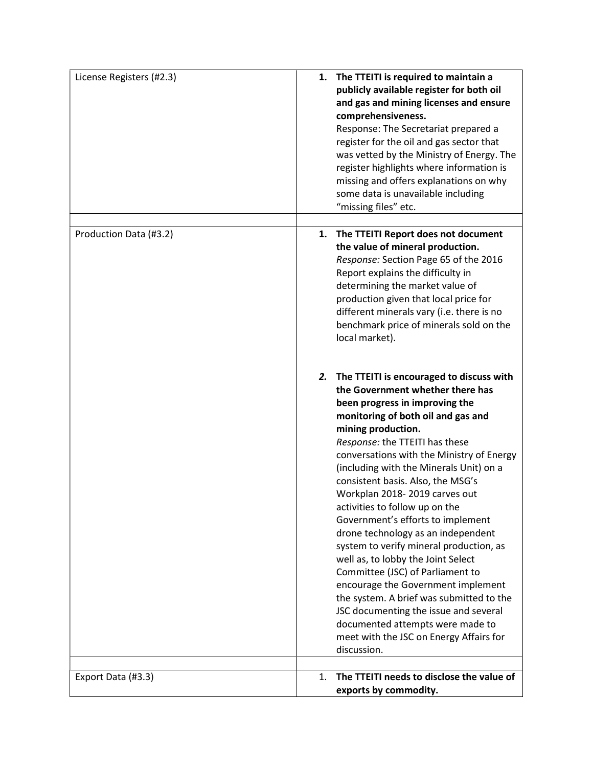| | |
|---|---|
| License Registers (#2.3) | 1. **The TTEITI is required to maintain a publicly available register for both oil and gas and mining licenses and ensure comprehensiveness.**<br>Response: The Secretariat prepared a register for the oil and gas sector that was vetted by the Ministry of Energy. The register highlights where information is missing and offers explanations on why some data is unavailable including "missing files" etc. |
| | |
| Production Data (#3.2) | 1. **The TTEITI Report does not document the value of mineral production.**<br>*Response:* Section Page 65 of the 2016 Report explains the difficulty in determining the market value of production given that local price for different minerals vary (i.e. there is no benchmark price of minerals sold on the local market).<br><br>***2.*** **The TTEITI is encouraged to discuss with the Government whether there has been progress in improving the monitoring of both oil and gas and mining production.**<br>*Response:* the TTEITI has these conversations with the Ministry of Energy (including with the Minerals Unit) on a consistent basis. Also, the MSG's Workplan 2018- 2019 carves out activities to follow up on the Government's efforts to implement drone technology as an independent system to verify mineral production, as well as, to lobby the Joint Select Committee (JSC) of Parliament to encourage the Government implement the system. A brief was submitted to the JSC documenting the issue and several documented attempts were made to meet with the JSC on Energy Affairs for discussion. |
| | |
| Export Data (#3.3) | 1. **The TTEITI needs to disclose the value of exports by commodity.** |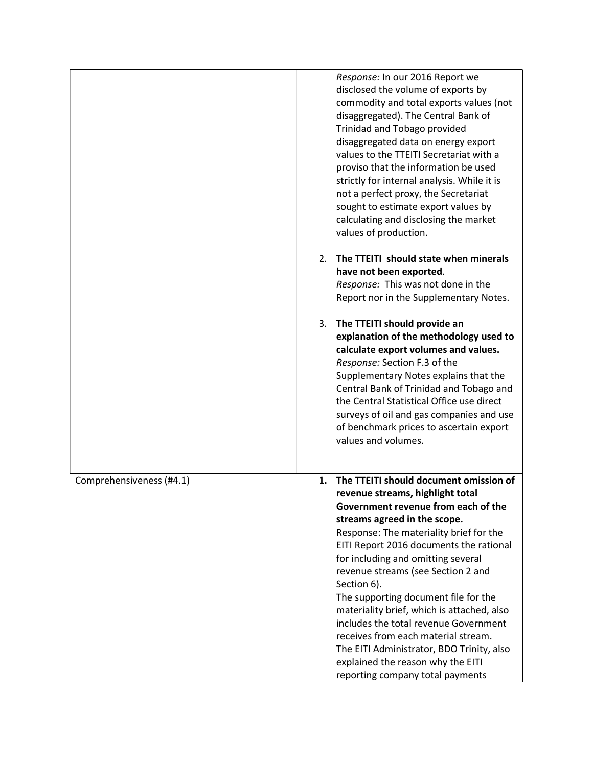| | |
|---|---|
| | *Response:* In our 2016 Report we disclosed the volume of exports by commodity and total exports values (not disaggregated). The Central Bank of Trinidad and Tobago provided disaggregated data on energy export values to the TTEITI Secretariat with a proviso that the information be used strictly for internal analysis. While it is not a perfect proxy, the Secretariat sought to estimate export values by calculating and disclosing the market values of production.<br><br>2. **The TTEITI should state when minerals have not been exported**.<br>*Response:* This was not done in the Report nor in the Supplementary Notes.<br><br>3. **The TTEITI should provide an explanation of the methodology used to calculate export volumes and values.**<br>*Response:* Section F.3 of the Supplementary Notes explains that the Central Bank of Trinidad and Tobago and the Central Statistical Office use direct surveys of oil and gas companies and use of benchmark prices to ascertain export values and volumes. |
| | |
| Comprehensiveness (#4.1) | **1. The TTEITI should document omission of revenue streams, highlight total Government revenue from each of the streams agreed in the scope.**<br>Response: The materiality brief for the EITI Report 2016 documents the rational for including and omitting several revenue streams (see Section 2 and Section 6).<br>The supporting document file for the materiality brief, which is attached, also includes the total revenue Government receives from each material stream.<br>The EITI Administrator, BDO Trinity, also explained the reason why the EITI reporting company total payments |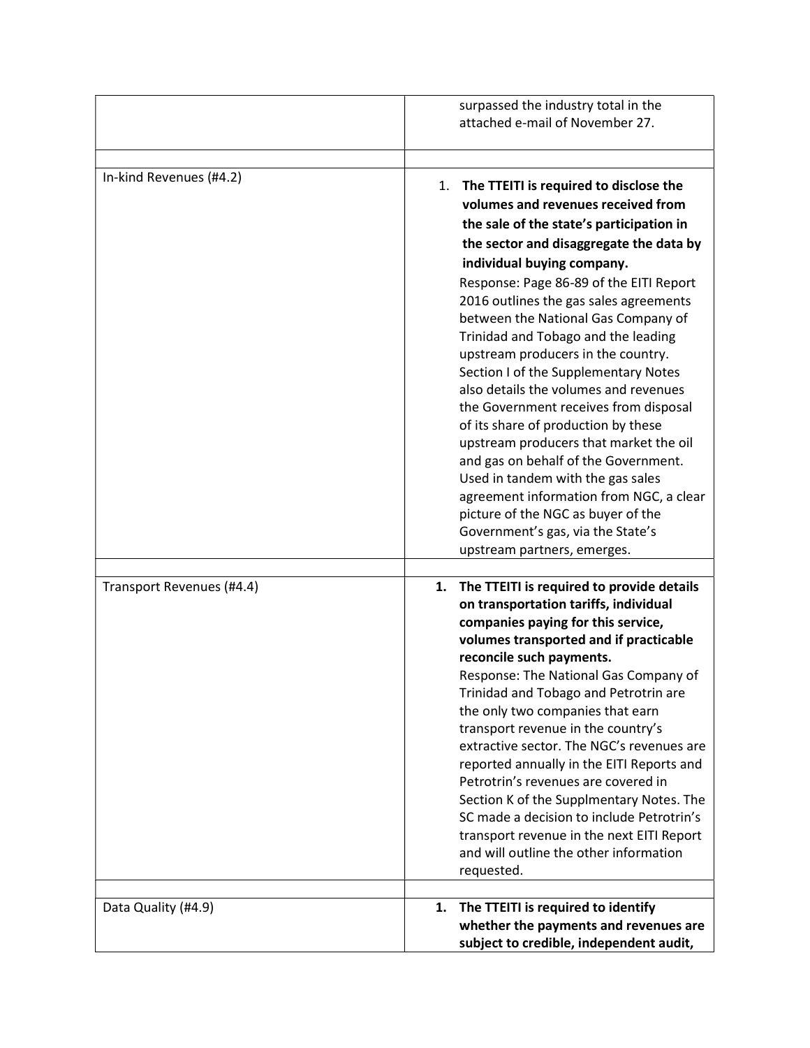| | |
|---|---|
| | surpassed the industry total in the attached e-mail of November 27. |
| | |
| In-kind Revenues (#4.2) | 1. **The TTEITI is required to disclose the volumes and revenues received from the sale of the state's participation in the sector and disaggregate the data by individual buying company.** <br> Response: Page 86-89 of the EITI Report 2016 outlines the gas sales agreements between the National Gas Company of Trinidad and Tobago and the leading upstream producers in the country. Section I of the Supplementary Notes also details the volumes and revenues the Government receives from disposal of its share of production by these upstream producers that market the oil and gas on behalf of the Government. Used in tandem with the gas sales agreement information from NGC, a clear picture of the NGC as buyer of the Government's gas, via the State's upstream partners, emerges. |
| | |
| Transport Revenues (#4.4) | 1. **The TTEITI is required to provide details on transportation tariffs, individual companies paying for this service, volumes transported and if practicable reconcile such payments.** <br> Response: The National Gas Company of Trinidad and Tobago and Petrotrin are the only two companies that earn transport revenue in the country's extractive sector. The NGC's revenues are reported annually in the EITI Reports and Petrotrin's revenues are covered in Section K of the Supplmentary Notes. The SC made a decision to include Petrotrin's transport revenue in the next EITI Report and will outline the other information requested. |
| | |
| Data Quality (#4.9) | 1. **The TTEITI is required to identify whether the payments and revenues are subject to credible, independent audit,** |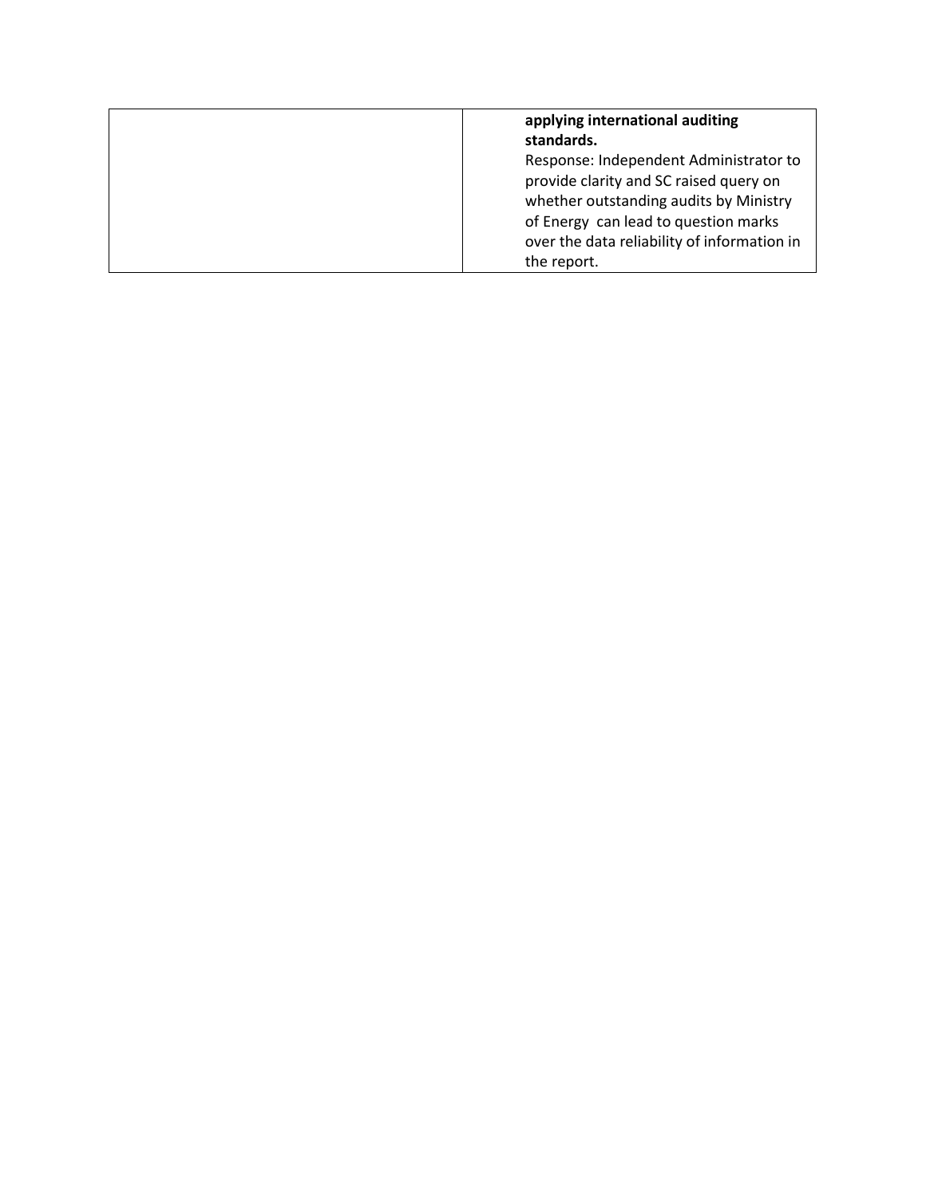| | |
|---|---|
| | **applying international auditing standards.** Response: Independent Administrator to provide clarity and SC raised query on whether outstanding audits by Ministry of Energy can lead to question marks over the data reliability of information in the report. |